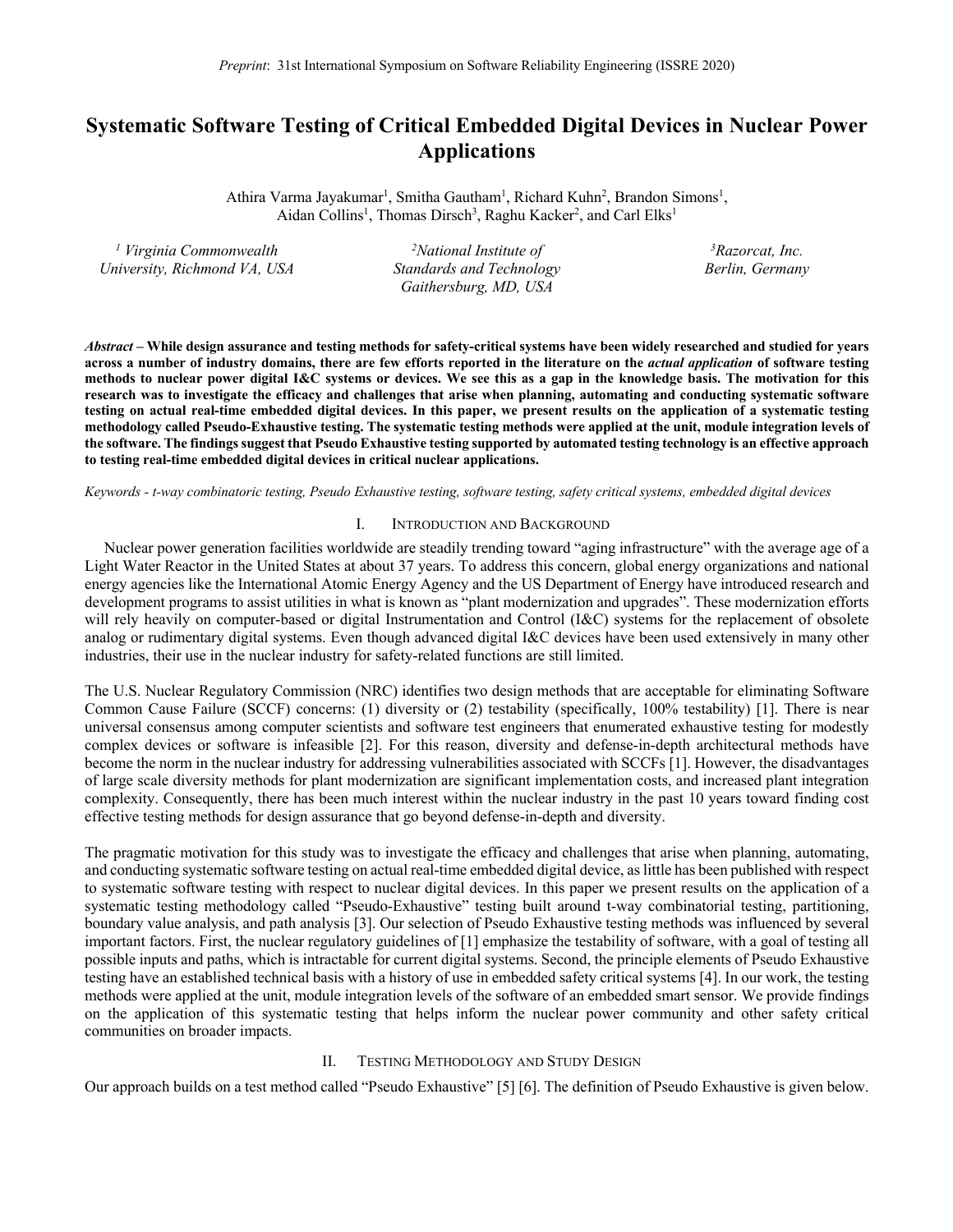*Preprint*: 31st International Symposium on Software Reliability Engineering (ISSRE 2020)

# Systematic Software Testing of Critical Embedded Digital Devices in Nuclear Power Applications

Athira Varma Jayakumar[1], Smitha Gautham[1], Richard Kuhn[2], Brandon Simons[1], Aidan Collins[1], Thomas Dirsch[3], Raghu Kacker[2], and Carl Elks[1]

[1] *Virginia Commonwealth University, Richmond VA, USA*

[2] *National Institute of Standards and Technology Gaithersburg, MD, USA*

[3] *Razorcat, Inc. Berlin, Germany*

***Abstract*** **– While design assurance and testing methods for safety-critical systems have been widely researched and studied for years across a number of industry domains, there are few efforts reported in the literature on the *actual application* of software testing methods to nuclear power digital I&C systems or devices. We see this as a gap in the knowledge basis. The motivation for this research was to investigate the efficacy and challenges that arise when planning, automating and conducting systematic software testing on actual real-time embedded digital devices. In this paper, we present results on the application of a systematic testing methodology called Pseudo-Exhaustive testing. The systematic testing methods were applied at the unit, module integration levels of the software. The findings suggest that Pseudo Exhaustive testing supported by automated testing technology is an effective approach to testing real-time embedded digital devices in critical nuclear applications.**

*Keywords - t-way combinatoric testing, Pseudo Exhaustive testing, software testing, safety critical systems, embedded digital devices*

## I. Introduction and Background

Nuclear power generation facilities worldwide are steadily trending toward "aging infrastructure" with the average age of a Light Water Reactor in the United States at about 37 years. To address this concern, global energy organizations and national energy agencies like the International Atomic Energy Agency and the US Department of Energy have introduced research and development programs to assist utilities in what is known as "plant modernization and upgrades". These modernization efforts will rely heavily on computer-based or digital Instrumentation and Control (I&C) systems for the replacement of obsolete analog or rudimentary digital systems. Even though advanced digital I&C devices have been used extensively in many other industries, their use in the nuclear industry for safety-related functions are still limited.

The U.S. Nuclear Regulatory Commission (NRC) identifies two design methods that are acceptable for eliminating Software Common Cause Failure (SCCF) concerns: (1) diversity or (2) testability (specifically, 100% testability) [1]. There is near universal consensus among computer scientists and software test engineers that enumerated exhaustive testing for modestly complex devices or software is infeasible [2]. For this reason, diversity and defense-in-depth architectural methods have become the norm in the nuclear industry for addressing vulnerabilities associated with SCCFs [1]. However, the disadvantages of large scale diversity methods for plant modernization are significant implementation costs, and increased plant integration complexity. Consequently, there has been much interest within the nuclear industry in the past 10 years toward finding cost effective testing methods for design assurance that go beyond defense-in-depth and diversity.

The pragmatic motivation for this study was to investigate the efficacy and challenges that arise when planning, automating, and conducting systematic software testing on actual real-time embedded digital device, as little has been published with respect to systematic software testing with respect to nuclear digital devices. In this paper we present results on the application of a systematic testing methodology called "Pseudo-Exhaustive" testing built around t-way combinatorial testing, partitioning, boundary value analysis, and path analysis [3]. Our selection of Pseudo Exhaustive testing methods was influenced by several important factors. First, the nuclear regulatory guidelines of [1] emphasize the testability of software, with a goal of testing all possible inputs and paths, which is intractable for current digital systems. Second, the principle elements of Pseudo Exhaustive testing have an established technical basis with a history of use in embedded safety critical systems [4]. In our work, the testing methods were applied at the unit, module integration levels of the software of an embedded smart sensor. We provide findings on the application of this systematic testing that helps inform the nuclear power community and other safety critical communities on broader impacts.

## II. Testing Methodology and Study Design

Our approach builds on a test method called "Pseudo Exhaustive" [5] [6]. The definition of Pseudo Exhaustive is given below.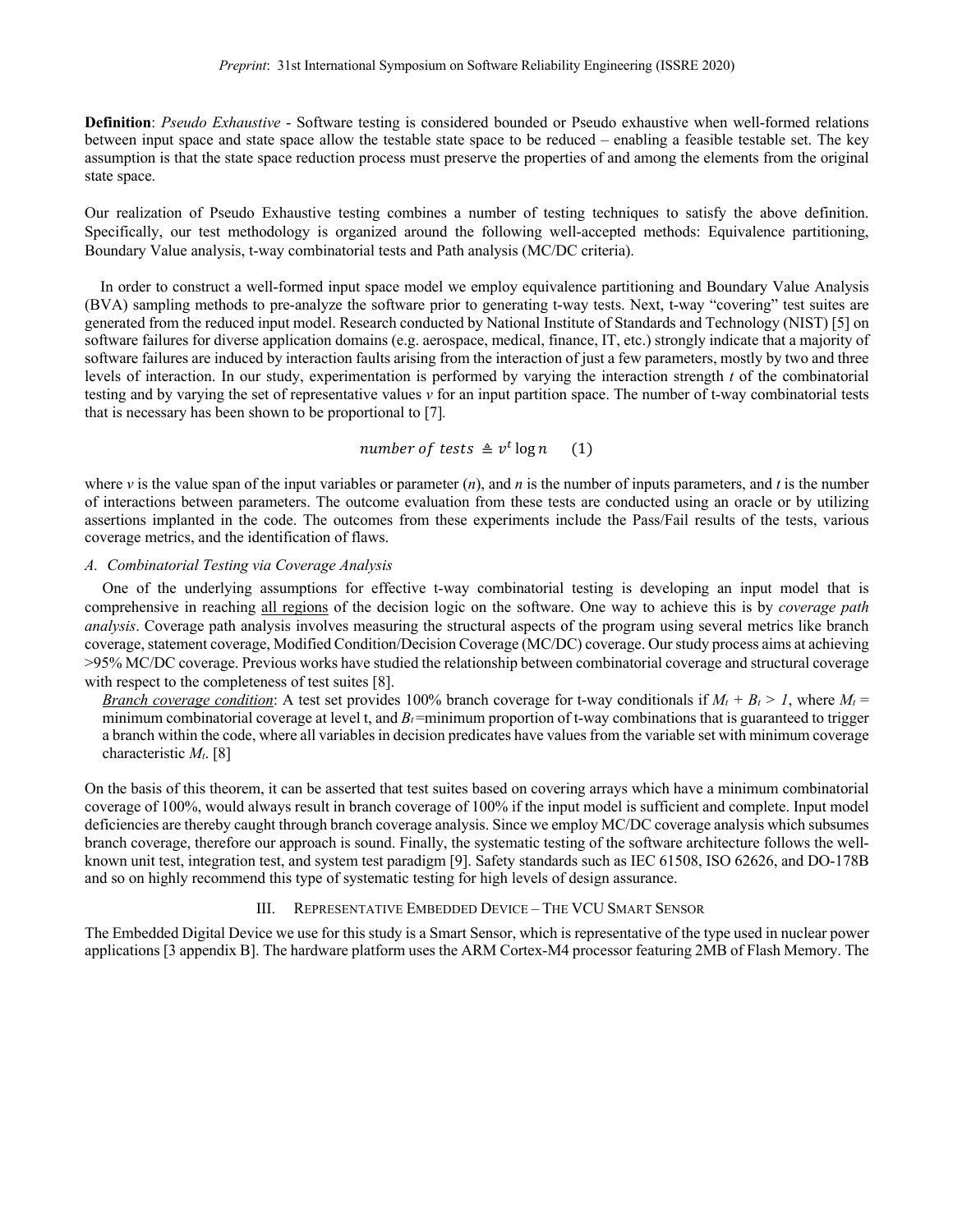**Definition**: *Pseudo Exhaustive* - Software testing is considered bounded or Pseudo exhaustive when well-formed relations between input space and state space allow the testable state space to be reduced – enabling a feasible testable set. The key assumption is that the state space reduction process must preserve the properties of and among the elements from the original state space.

Our realization of Pseudo Exhaustive testing combines a number of testing techniques to satisfy the above definition. Specifically, our test methodology is organized around the following well-accepted methods: Equivalence partitioning, Boundary Value analysis, t-way combinatorial tests and Path analysis (MC/DC criteria).

In order to construct a well-formed input space model we employ equivalence partitioning and Boundary Value Analysis (BVA) sampling methods to pre-analyze the software prior to generating t-way tests. Next, t-way "covering" test suites are generated from the reduced input model. Research conducted by National Institute of Standards and Technology (NIST) [5] on software failures for diverse application domains (e.g. aerospace, medical, finance, IT, etc.) strongly indicate that a majority of software failures are induced by interaction faults arising from the interaction of just a few parameters, mostly by two and three levels of interaction. In our study, experimentation is performed by varying the interaction strength $t$ of the combinatorial testing and by varying the set of representative values $v$ for an input partition space. The number of t-way combinatorial tests that is necessary has been shown to be proportional to [7].

$$number\ of\ tests \triangleq v^t \log n \qquad (1)$$

where $v$ is the value span of the input variables or parameter ($n$), and $n$ is the number of inputs parameters, and $t$ is the number of interactions between parameters. The outcome evaluation from these tests are conducted using an oracle or by utilizing assertions implanted in the code. The outcomes from these experiments include the Pass/Fail results of the tests, various coverage metrics, and the identification of flaws.

### *A. Combinatorial Testing via Coverage Analysis*

One of the underlying assumptions for effective t-way combinatorial testing is developing an input model that is comprehensive in reaching <u>all regions</u> of the decision logic on the software. One way to achieve this is by *coverage path analysis*. Coverage path analysis involves measuring the structural aspects of the program using several metrics like branch coverage, statement coverage, Modified Condition/Decision Coverage (MC/DC) coverage. Our study process aims at achieving >95% MC/DC coverage. Previous works have studied the relationship between combinatorial coverage and structural coverage with respect to the completeness of test suites [8].

<u>*Branch coverage condition*</u>: A test set provides 100% branch coverage for t-way conditionals if $M_t + B_t > 1$, where $M_t$ = minimum combinatorial coverage at level t, and $B_t$=minimum proportion of t-way combinations that is guaranteed to trigger a branch within the code, where all variables in decision predicates have values from the variable set with minimum coverage characteristic $M_t$. [8]

On the basis of this theorem, it can be asserted that test suites based on covering arrays which have a minimum combinatorial coverage of 100%, would always result in branch coverage of 100% if the input model is sufficient and complete. Input model deficiencies are thereby caught through branch coverage analysis. Since we employ MC/DC coverage analysis which subsumes branch coverage, therefore our approach is sound. Finally, the systematic testing of the software architecture follows the well-known unit test, integration test, and system test paradigm [9]. Safety standards such as IEC 61508, ISO 62626, and DO-178B and so on highly recommend this type of systematic testing for high levels of design assurance.

## III. Representative Embedded Device – The VCU Smart Sensor

The Embedded Digital Device we use for this study is a Smart Sensor, which is representative of the type used in nuclear power applications [3 appendix B]. The hardware platform uses the ARM Cortex-M4 processor featuring 2MB of Flash Memory. The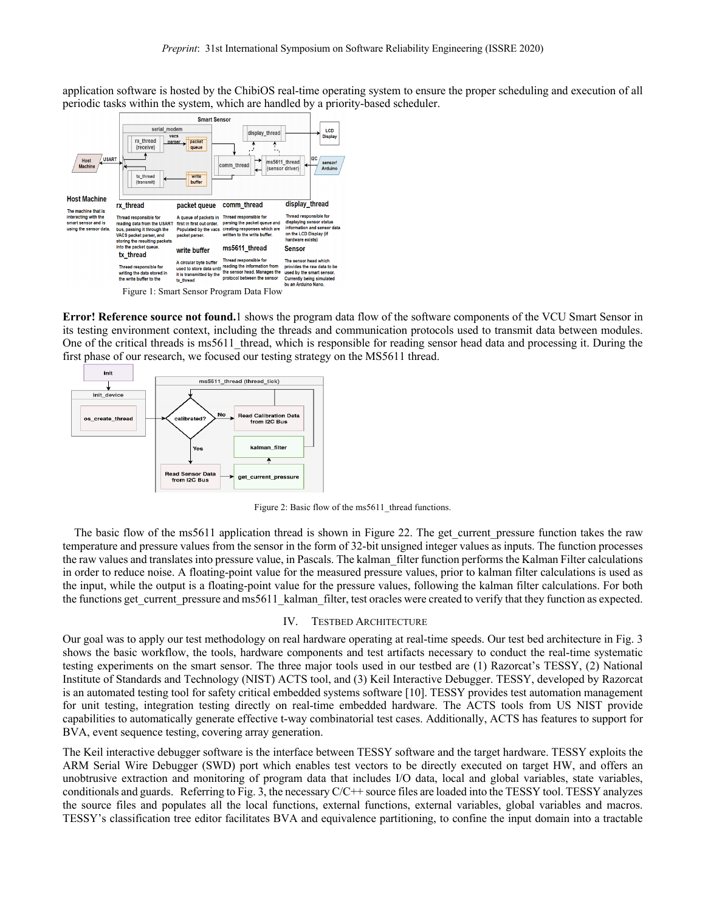application software is hosted by the ChibiOS real-time operating system to ensure the proper scheduling and execution of all periodic tasks within the system, which are handled by a priority-based scheduler.

Figure 1: Smart Sensor Program Data Flow

**Error! Reference source not found.**1 shows the program data flow of the software components of the VCU Smart Sensor in its testing environment context, including the threads and communication protocols used to transmit data between modules. One of the critical threads is ms5611_thread, which is responsible for reading sensor head data and processing it. During the first phase of our research, we focused our testing strategy on the MS5611 thread.

Figure 2: Basic flow of the ms5611_thread functions.

The basic flow of the ms5611 application thread is shown in Figure 22. The get_current_pressure function takes the raw temperature and pressure values from the sensor in the form of 32-bit unsigned integer values as inputs. The function processes the raw values and translates into pressure value, in Pascals. The kalman_filter function performs the Kalman Filter calculations in order to reduce noise. A floating-point value for the measured pressure values, prior to kalman filter calculations is used as the input, while the output is a floating-point value for the pressure values, following the kalman filter calculations. For both the functions get_current_pressure and ms5611_kalman_filter, test oracles were created to verify that they function as expected.

## IV. Testbed Architecture

Our goal was to apply our test methodology on real hardware operating at real-time speeds. Our test bed architecture in Fig. 3 shows the basic workflow, the tools, hardware components and test artifacts necessary to conduct the real-time systematic testing experiments on the smart sensor. The three major tools used in our testbed are (1) Razorcat's TESSY, (2) National Institute of Standards and Technology (NIST) ACTS tool, and (3) Keil Interactive Debugger. TESSY, developed by Razorcat is an automated testing tool for safety critical embedded systems software [10]. TESSY provides test automation management for unit testing, integration testing directly on real-time embedded hardware. The ACTS tools from US NIST provide capabilities to automatically generate effective t-way combinatorial test cases. Additionally, ACTS has features to support for BVA, event sequence testing, covering array generation.

The Keil interactive debugger software is the interface between TESSY software and the target hardware. TESSY exploits the ARM Serial Wire Debugger (SWD) port which enables test vectors to be directly executed on target HW, and offers an unobtrusive extraction and monitoring of program data that includes I/O data, local and global variables, state variables, conditionals and guards. Referring to Fig. 3, the necessary C/C++ source files are loaded into the TESSY tool. TESSY analyzes the source files and populates all the local functions, external functions, external variables, global variables and macros. TESSY's classification tree editor facilitates BVA and equivalence partitioning, to confine the input domain into a tractable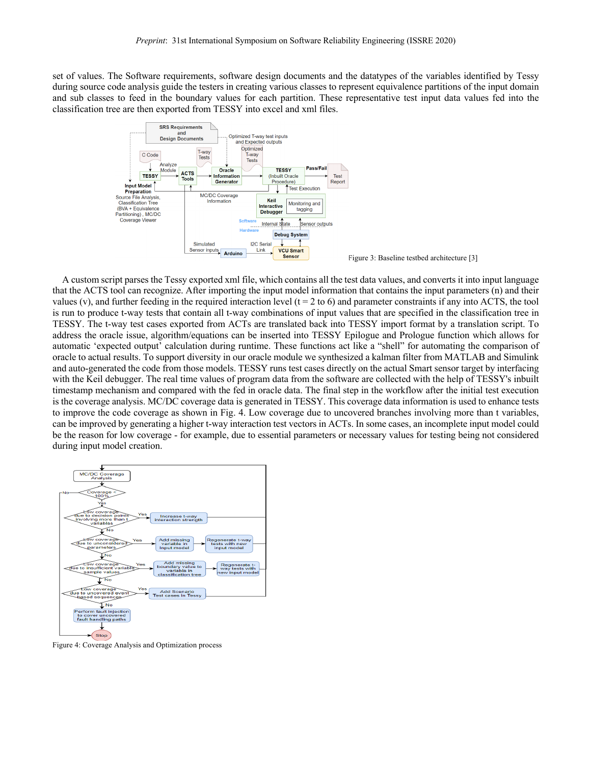set of values. The Software requirements, software design documents and the datatypes of the variables identified by Tessy during source code analysis guide the testers in creating various classes to represent equivalence partitions of the input domain and sub classes to feed in the boundary values for each partition. These representative test input data values fed into the classification tree are then exported from TESSY into excel and xml files.

Figure 3: Baseline testbed architecture [3]

A custom script parses the Tessy exported xml file, which contains all the test data values, and converts it into input language that the ACTS tool can recognize. After importing the input model information that contains the input parameters (n) and their values (v), and further feeding in the required interaction level (t = 2 to 6) and parameter constraints if any into ACTS, the tool is run to produce t-way tests that contain all t-way combinations of input values that are specified in the classification tree in TESSY. The t-way test cases exported from ACTs are translated back into TESSY import format by a translation script. To address the oracle issue, algorithm/equations can be inserted into TESSY Epilogue and Prologue function which allows for automatic 'expected output' calculation during runtime. These functions act like a "shell" for automating the comparison of oracle to actual results. To support diversity in our oracle module we synthesized a kalman filter from MATLAB and Simulink and auto-generated the code from those models. TESSY runs test cases directly on the actual Smart sensor target by interfacing with the Keil debugger. The real time values of program data from the software are collected with the help of TESSY's inbuilt timestamp mechanism and compared with the fed in oracle data. The final step in the workflow after the initial test execution is the coverage analysis. MC/DC coverage data is generated in TESSY. This coverage data information is used to enhance tests to improve the code coverage as shown in Fig. 4. Low coverage due to uncovered branches involving more than t variables, can be improved by generating a higher t-way interaction test vectors in ACTs. In some cases, an incomplete input model could be the reason for low coverage - for example, due to essential parameters or necessary values for testing being not considered during input model creation.

Figure 4: Coverage Analysis and Optimization process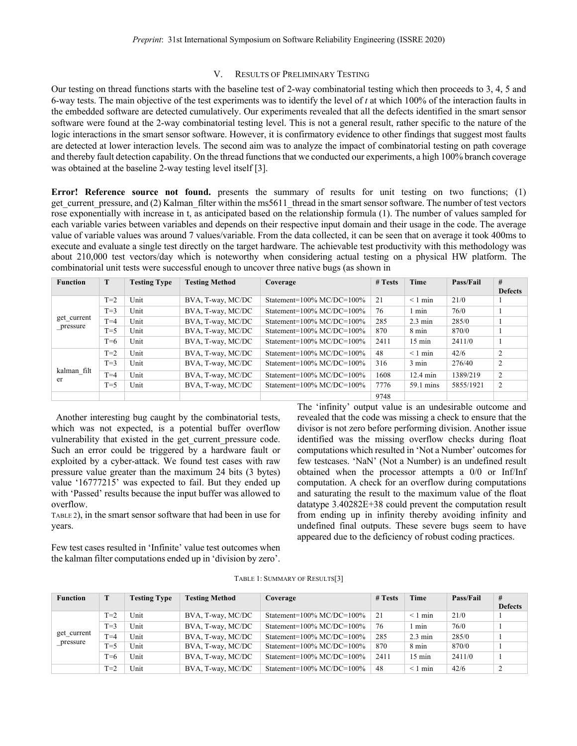## V. Results of Preliminary Testing

Our testing on thread functions starts with the baseline test of 2-way combinatorial testing which then proceeds to 3, 4, 5 and 6-way tests. The main objective of the test experiments was to identify the level of *t* at which 100% of the interaction faults in the embedded software are detected cumulatively. Our experiments revealed that all the defects identified in the smart sensor software were found at the 2-way combinatorial testing level. This is not a general result, rather specific to the nature of the logic interactions in the smart sensor software. However, it is confirmatory evidence to other findings that suggest most faults are detected at lower interaction levels. The second aim was to analyze the impact of combinatorial testing on path coverage and thereby fault detection capability. On the thread functions that we conducted our experiments, a high 100% branch coverage was obtained at the baseline 2-way testing level itself [3].

**Error! Reference source not found.** presents the summary of results for unit testing on two functions; (1) get_current_pressure, and (2) Kalman_filter within the ms5611_thread in the smart sensor software. The number of test vectors rose exponentially with increase in t, as anticipated based on the relationship formula (1). The number of values sampled for each variable varies between variables and depends on their respective input domain and their usage in the code. The average value of variable values was around 7 values/variable. From the data collected, it can be seen that on average it took 400ms to execute and evaluate a single test directly on the target hardware. The achievable test productivity with this methodology was about 210,000 test vectors/day which is noteworthy when considering actual testing on a physical HW platform. The combinatorial unit tests were successful enough to uncover three native bugs (as shown in

| Function | T | Testing Type | Testing Method | Coverage | # Tests | Time | Pass/Fail | # Defects |
|---|---|---|---|---|---|---|---|---|
| get_current_pressure | T=2 | Unit | BVA, T-way, MC/DC | Statement=100% MC/DC=100% | 21 | < 1 min | 21/0 | 1 |
| | T=3 | Unit | BVA, T-way, MC/DC | Statement=100% MC/DC=100% | 76 | 1 min | 76/0 | 1 |
| | T=4 | Unit | BVA, T-way, MC/DC | Statement=100% MC/DC=100% | 285 | 2.3 min | 285/0 | 1 |
| | T=5 | Unit | BVA, T-way, MC/DC | Statement=100% MC/DC=100% | 870 | 8 min | 870/0 | 1 |
| | T=6 | Unit | BVA, T-way, MC/DC | Statement=100% MC/DC=100% | 2411 | 15 min | 2411/0 | 1 |
| kalman_filter | T=2 | Unit | BVA, T-way, MC/DC | Statement=100% MC/DC=100% | 48 | < 1 min | 42/6 | 2 |
| | T=3 | Unit | BVA, T-way, MC/DC | Statement=100% MC/DC=100% | 316 | 3 min | 276/40 | 2 |
| | T=4 | Unit | BVA, T-way, MC/DC | Statement=100% MC/DC=100% | 1608 | 12.4 min | 1389/219 | 2 |
| | T=5 | Unit | BVA, T-way, MC/DC | Statement=100% MC/DC=100% | 7776 | 59.1 mins | 5855/1921 | 2 |
| | | | | | 9748 | | | |

Another interesting bug caught by the combinatorial tests, which was not expected, is a potential buffer overflow vulnerability that existed in the get_current_pressure code. Such an error could be triggered by a hardware fault or exploited by a cyber-attack. We found test cases with raw pressure value greater than the maximum 24 bits (3 bytes) value '16777215' was expected to fail. But they ended up with 'Passed' results because the input buffer was allowed to overflow.

TABLE 2), in the smart sensor software that had been in use for years.

Few test cases resulted in 'Infinite' value test outcomes when the kalman filter computations ended up in 'division by zero'. The 'infinity' output value is an undesirable outcome and revealed that the code was missing a check to ensure that the divisor is not zero before performing division. Another issue identified was the missing overflow checks during float computations which resulted in 'Not a Number' outcomes for few testcases. 'NaN' (Not a Number) is an undefined result obtained when the processor attempts a 0/0 or Inf/Inf computation. A check for an overflow during computations and saturating the result to the maximum value of the float datatype 3.40282E+38 could prevent the computation result from ending up in infinity thereby avoiding infinity and undefined final outputs. These severe bugs seem to have appeared due to the deficiency of robust coding practices.

TABLE 1: SUMMARY OF RESULTS[3]

| Function | T | Testing Type | Testing Method | Coverage | # Tests | Time | Pass/Fail | # Defects |
|---|---|---|---|---|---|---|---|---|
| get_current_pressure | T=2 | Unit | BVA, T-way, MC/DC | Statement=100% MC/DC=100% | 21 | < 1 min | 21/0 | 1 |
| | T=3 | Unit | BVA, T-way, MC/DC | Statement=100% MC/DC=100% | 76 | 1 min | 76/0 | 1 |
| | T=4 | Unit | BVA, T-way, MC/DC | Statement=100% MC/DC=100% | 285 | 2.3 min | 285/0 | 1 |
| | T=5 | Unit | BVA, T-way, MC/DC | Statement=100% MC/DC=100% | 870 | 8 min | 870/0 | 1 |
| | T=6 | Unit | BVA, T-way, MC/DC | Statement=100% MC/DC=100% | 2411 | 15 min | 2411/0 | 1 |
| | T=2 | Unit | BVA, T-way, MC/DC | Statement=100% MC/DC=100% | 48 | < 1 min | 42/6 | 2 |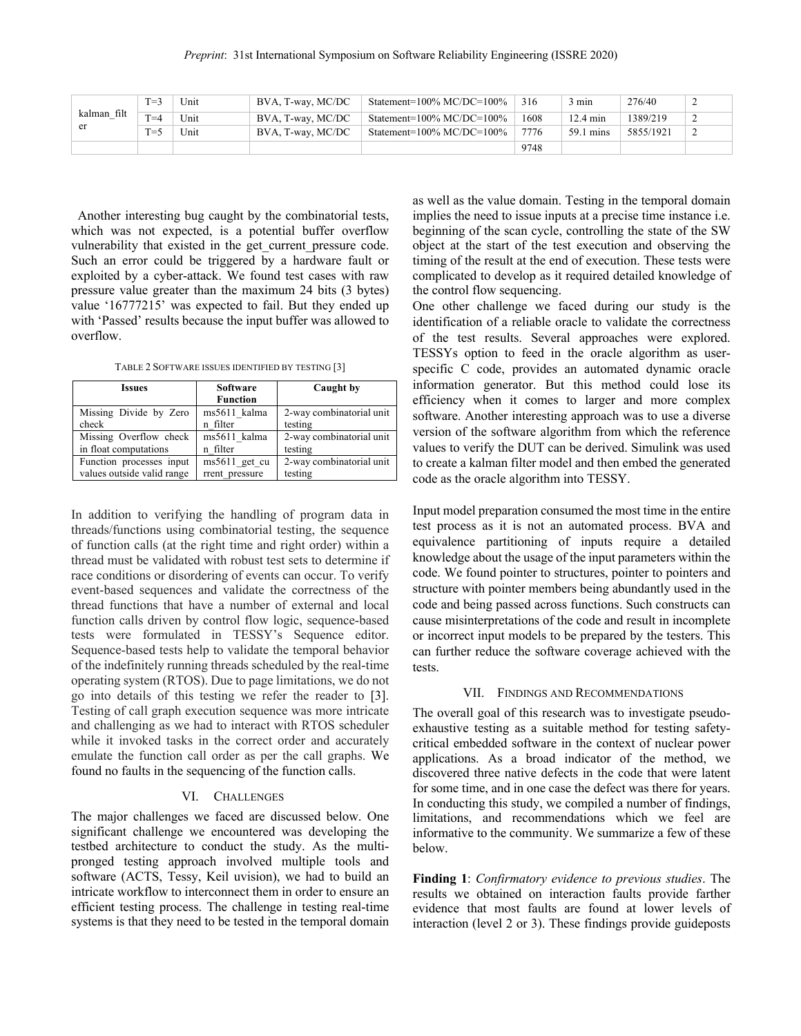| kalman_filter | T=3 | Unit | BVA, T-way, MC/DC | Statement=100% MC/DC=100% | 316 | 3 min | 276/40 | 2 |
|---|---|---|---|---|---|---|---|---|
| | T=4 | Unit | BVA, T-way, MC/DC | Statement=100% MC/DC=100% | 1608 | 12.4 min | 1389/219 | 2 |
| | T=5 | Unit | BVA, T-way, MC/DC | Statement=100% MC/DC=100% | 7776 | 59.1 mins | 5855/1921 | 2 |
| | | | | | 9748 | | | |

Another interesting bug caught by the combinatorial tests, which was not expected, is a potential buffer overflow vulnerability that existed in the get_current_pressure code. Such an error could be triggered by a hardware fault or exploited by a cyber-attack. We found test cases with raw pressure value greater than the maximum 24 bits (3 bytes) value '16777215' was expected to fail. But they ended up with 'Passed' results because the input buffer was allowed to overflow.

TABLE 2 SOFTWARE ISSUES IDENTIFIED BY TESTING [3]

| Issues | Software Function | Caught by |
|---|---|---|
| Missing Divide by Zero check | ms5611_kalman_filter | 2-way combinatorial unit testing |
| Missing Overflow check in float computations | ms5611_kalman_filter | 2-way combinatorial unit testing |
| Function processes input values outside valid range | ms5611_get_current_pressure | 2-way combinatorial unit testing |

In addition to verifying the handling of program data in threads/functions using combinatorial testing, the sequence of function calls (at the right time and right order) within a thread must be validated with robust test sets to determine if race conditions or disordering of events can occur. To verify event-based sequences and validate the correctness of the thread functions that have a number of external and local function calls driven by control flow logic, sequence-based tests were formulated in TESSY's Sequence editor. Sequence-based tests help to validate the temporal behavior of the indefinitely running threads scheduled by the real-time operating system (RTOS). Due to page limitations, we do not go into details of this testing we refer the reader to [3]. Testing of call graph execution sequence was more intricate and challenging as we had to interact with RTOS scheduler while it invoked tasks in the correct order and accurately emulate the function call order as per the call graphs. We found no faults in the sequencing of the function calls.

## VI. CHALLENGES

The major challenges we faced are discussed below. One significant challenge we encountered was developing the testbed architecture to conduct the study. As the multi-pronged testing approach involved multiple tools and software (ACTS, Tessy, Keil uvision), we had to build an intricate workflow to interconnect them in order to ensure an efficient testing process. The challenge in testing real-time systems is that they need to be tested in the temporal domain as well as the value domain. Testing in the temporal domain implies the need to issue inputs at a precise time instance i.e. beginning of the scan cycle, controlling the state of the SW object at the start of the test execution and observing the timing of the result at the end of execution. These tests were complicated to develop as it required detailed knowledge of the control flow sequencing.

One other challenge we faced during our study is the identification of a reliable oracle to validate the correctness of the test results. Several approaches were explored. TESSYs option to feed in the oracle algorithm as user-specific C code, provides an automated dynamic oracle information generator. But this method could lose its efficiency when it comes to larger and more complex software. Another interesting approach was to use a diverse version of the software algorithm from which the reference values to verify the DUT can be derived. Simulink was used to create a kalman filter model and then embed the generated code as the oracle algorithm into TESSY.

Input model preparation consumed the most time in the entire test process as it is not an automated process. BVA and equivalence partitioning of inputs require a detailed knowledge about the usage of the input parameters within the code. We found pointer to structures, pointer to pointers and structure with pointer members being abundantly used in the code and being passed across functions. Such constructs can cause misinterpretations of the code and result in incomplete or incorrect input models to be prepared by the testers. This can further reduce the software coverage achieved with the tests.

## VII. FINDINGS AND RECOMMENDATIONS

The overall goal of this research was to investigate pseudo-exhaustive testing as a suitable method for testing safety-critical embedded software in the context of nuclear power applications. As a broad indicator of the method, we discovered three native defects in the code that were latent for some time, and in one case the defect was there for years. In conducting this study, we compiled a number of findings, limitations, and recommendations which we feel are informative to the community. We summarize a few of these below.

**Finding 1**: *Confirmatory evidence to previous studies*. The results we obtained on interaction faults provide farther evidence that most faults are found at lower levels of interaction (level 2 or 3). These findings provide guideposts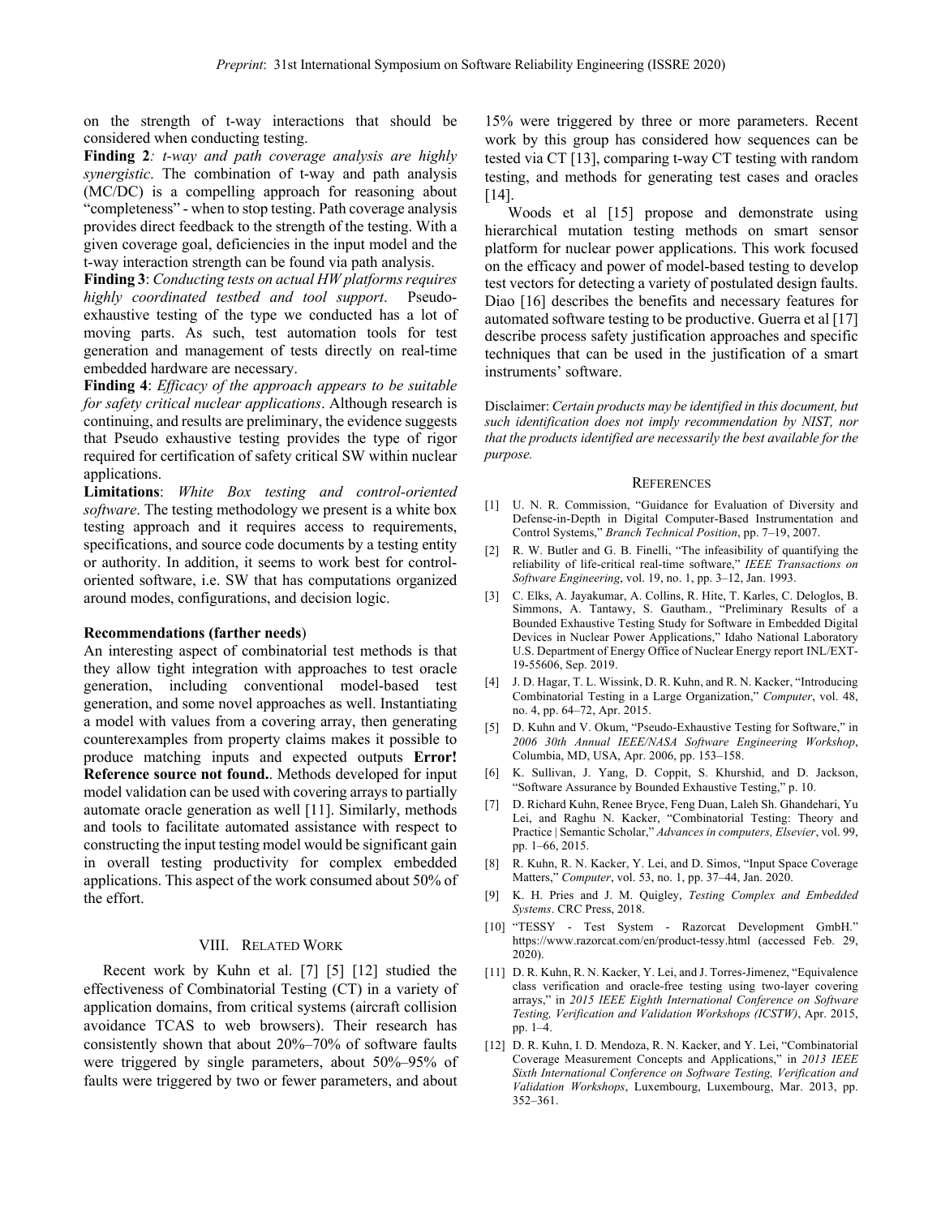on the strength of t-way interactions that should be considered when conducting testing.

**Finding 2***: t-way and path coverage analysis are highly synergistic*. The combination of t-way and path analysis (MC/DC) is a compelling approach for reasoning about "completeness" - when to stop testing. Path coverage analysis provides direct feedback to the strength of the testing. With a given coverage goal, deficiencies in the input model and the t-way interaction strength can be found via path analysis.

**Finding 3**: *Conducting tests on actual HW platforms requires highly coordinated testbed and tool support*. Pseudo-exhaustive testing of the type we conducted has a lot of moving parts. As such, test automation tools for test generation and management of tests directly on real-time embedded hardware are necessary.

**Finding 4**: *Efficacy of the approach appears to be suitable for safety critical nuclear applications*. Although research is continuing, and results are preliminary, the evidence suggests that Pseudo exhaustive testing provides the type of rigor required for certification of safety critical SW within nuclear applications.

**Limitations**: *White Box testing and control-oriented software*. The testing methodology we present is a white box testing approach and it requires access to requirements, specifications, and source code documents by a testing entity or authority. In addition, it seems to work best for control-oriented software, i.e. SW that has computations organized around modes, configurations, and decision logic.

**Recommendations (farther needs**)

An interesting aspect of combinatorial test methods is that they allow tight integration with approaches to test oracle generation, including conventional model-based test generation, and some novel approaches as well. Instantiating a model with values from a covering array, then generating counterexamples from property claims makes it possible to produce matching inputs and expected outputs **Error! Reference source not found.**. Methods developed for input model validation can be used with covering arrays to partially automate oracle generation as well [11]. Similarly, methods and tools to facilitate automated assistance with respect to constructing the input testing model would be significant gain in overall testing productivity for complex embedded applications. This aspect of the work consumed about 50% of the effort.

## VIII. Related Work

Recent work by Kuhn et al. [7] [5] [12] studied the effectiveness of Combinatorial Testing (CT) in a variety of application domains, from critical systems (aircraft collision avoidance TCAS to web browsers). Their research has consistently shown that about 20%–70% of software faults were triggered by single parameters, about 50%–95% of faults were triggered by two or fewer parameters, and about 15% were triggered by three or more parameters. Recent work by this group has considered how sequences can be tested via CT [13], comparing t-way CT testing with random testing, and methods for generating test cases and oracles [14].

Woods et al [15] propose and demonstrate using hierarchical mutation testing methods on smart sensor platform for nuclear power applications. This work focused on the efficacy and power of model-based testing to develop test vectors for detecting a variety of postulated design faults. Diao [16] describes the benefits and necessary features for automated software testing to be productive. Guerra et al [17] describe process safety justification approaches and specific techniques that can be used in the justification of a smart instruments' software.

Disclaimer: *Certain products may be identified in this document, but such identification does not imply recommendation by NIST, nor that the products identified are necessarily the best available for the purpose.*

## References

[1] U. N. R. Commission, "Guidance for Evaluation of Diversity and Defense-in-Depth in Digital Computer-Based Instrumentation and Control Systems," *Branch Technical Position*, pp. 7–19, 2007.

[2] R. W. Butler and G. B. Finelli, "The infeasibility of quantifying the reliability of life-critical real-time software," *IEEE Transactions on Software Engineering*, vol. 19, no. 1, pp. 3–12, Jan. 1993.

[3] C. Elks, A. Jayakumar, A. Collins, R. Hite, T. Karles, C. Deloglos, B. Simmons, A. Tantawy, S. Gautham., "Preliminary Results of a Bounded Exhaustive Testing Study for Software in Embedded Digital Devices in Nuclear Power Applications," Idaho National Laboratory U.S. Department of Energy Office of Nuclear Energy report INL/EXT-19-55606, Sep. 2019.

[4] J. D. Hagar, T. L. Wissink, D. R. Kuhn, and R. N. Kacker, "Introducing Combinatorial Testing in a Large Organization," *Computer*, vol. 48, no. 4, pp. 64–72, Apr. 2015.

[5] D. Kuhn and V. Okum, "Pseudo-Exhaustive Testing for Software," in *2006 30th Annual IEEE/NASA Software Engineering Workshop*, Columbia, MD, USA, Apr. 2006, pp. 153–158.

[6] K. Sullivan, J. Yang, D. Coppit, S. Khurshid, and D. Jackson, "Software Assurance by Bounded Exhaustive Testing," p. 10.

[7] D. Richard Kuhn, Renee Bryce, Feng Duan, Laleh Sh. Ghandehari, Yu Lei, and Raghu N. Kacker, "Combinatorial Testing: Theory and Practice | Semantic Scholar," *Advances in computers, Elsevier*, vol. 99, pp. 1–66, 2015.

[8] R. Kuhn, R. N. Kacker, Y. Lei, and D. Simos, "Input Space Coverage Matters," *Computer*, vol. 53, no. 1, pp. 37–44, Jan. 2020.

[9] K. H. Pries and J. M. Quigley, *Testing Complex and Embedded Systems*. CRC Press, 2018.

[10] "TESSY - Test System - Razorcat Development GmbH." https://www.razorcat.com/en/product-tessy.html (accessed Feb. 29, 2020).

[11] D. R. Kuhn, R. N. Kacker, Y. Lei, and J. Torres-Jimenez, "Equivalence class verification and oracle-free testing using two-layer covering arrays," in *2015 IEEE Eighth International Conference on Software Testing, Verification and Validation Workshops (ICSTW)*, Apr. 2015, pp. 1–4.

[12] D. R. Kuhn, I. D. Mendoza, R. N. Kacker, and Y. Lei, "Combinatorial Coverage Measurement Concepts and Applications," in *2013 IEEE Sixth International Conference on Software Testing, Verification and Validation Workshops*, Luxembourg, Luxembourg, Mar. 2013, pp. 352–361.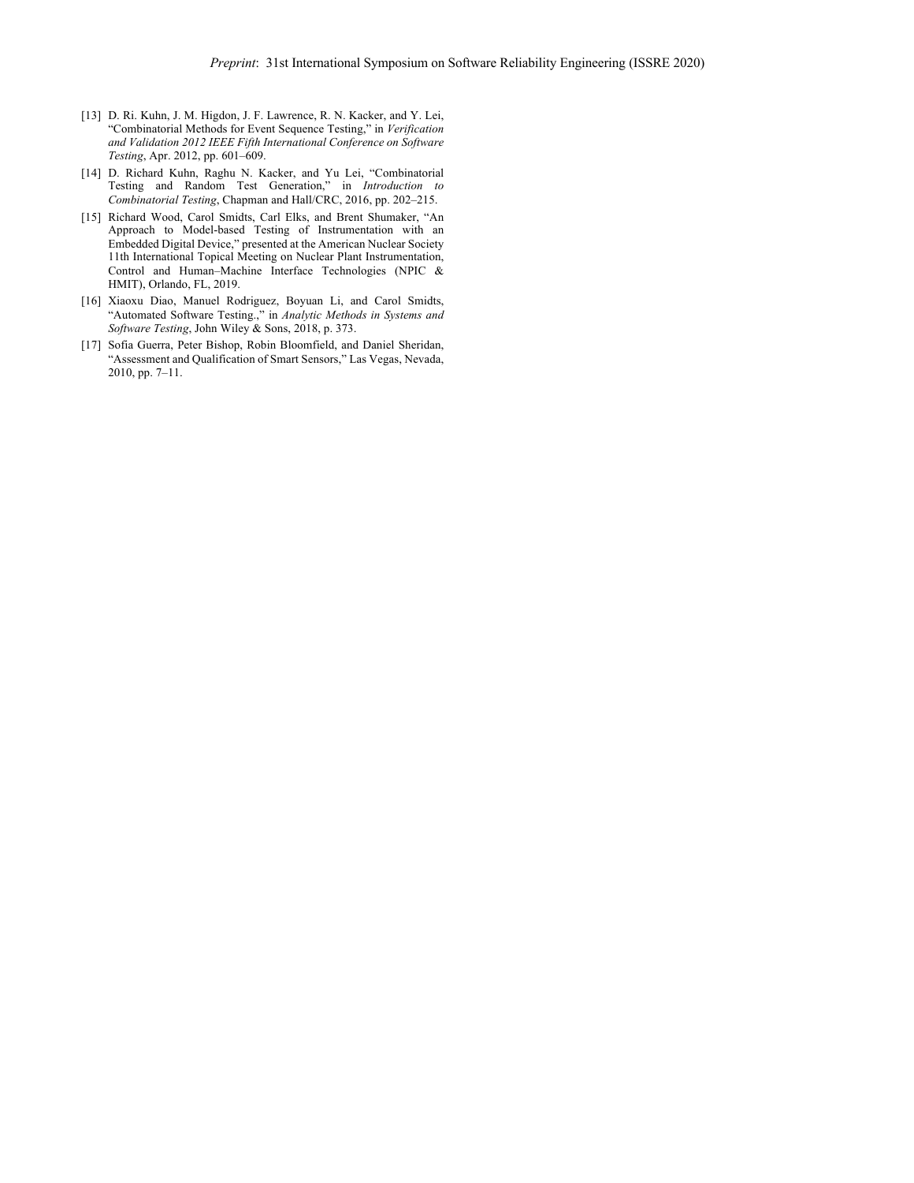[13] D. Ri. Kuhn, J. M. Higdon, J. F. Lawrence, R. N. Kacker, and Y. Lei, "Combinatorial Methods for Event Sequence Testing," in *Verification and Validation 2012 IEEE Fifth International Conference on Software Testing*, Apr. 2012, pp. 601–609.

[14] D. Richard Kuhn, Raghu N. Kacker, and Yu Lei, "Combinatorial Testing and Random Test Generation," in *Introduction to Combinatorial Testing*, Chapman and Hall/CRC, 2016, pp. 202–215.

[15] Richard Wood, Carol Smidts, Carl Elks, and Brent Shumaker, "An Approach to Model-based Testing of Instrumentation with an Embedded Digital Device," presented at the American Nuclear Society 11th International Topical Meeting on Nuclear Plant Instrumentation, Control and Human–Machine Interface Technologies (NPIC & HMIT), Orlando, FL, 2019.

[16] Xiaoxu Diao, Manuel Rodriguez, Boyuan Li, and Carol Smidts, "Automated Software Testing.," in *Analytic Methods in Systems and Software Testing*, John Wiley & Sons, 2018, p. 373.

[17] Sofia Guerra, Peter Bishop, Robin Bloomfield, and Daniel Sheridan, "Assessment and Qualification of Smart Sensors," Las Vegas, Nevada, 2010, pp. 7–11.